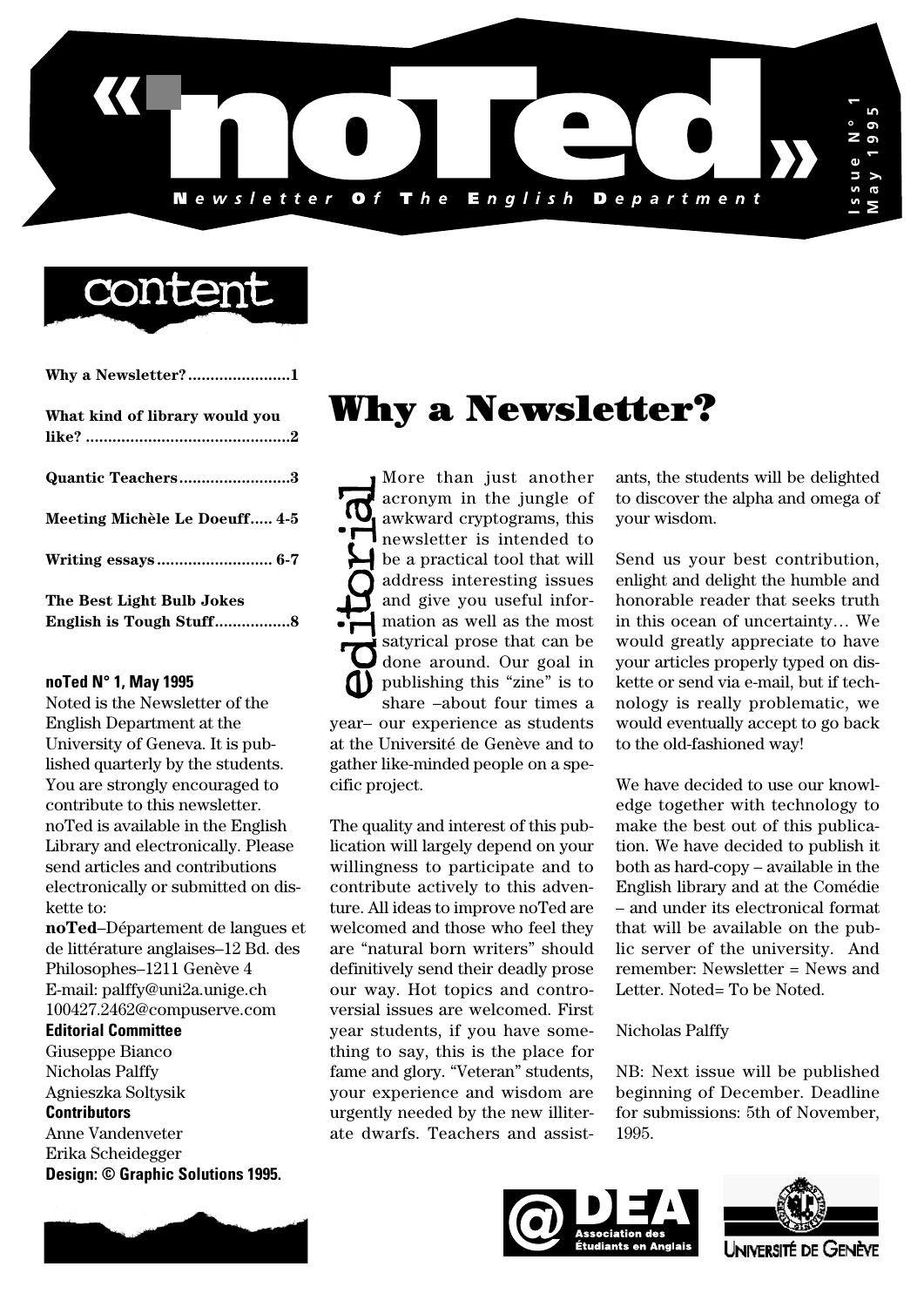# «noTed»

**N**ewsletter **O**f **T**he **E**nglish **D**epartment

Issue N° 1
May 1995

## content

| | |
|---|---|
| Why a Newsletter? | 1 |
| What kind of library would you like? | 2 |
| Quantic Teachers | 3 |
| Meeting Michèle Le Doeuff | 4-5 |
| Writing essays | 6-7 |
| The Best Light Bulb Jokes / English is Tough Stuff | 8 |

**noTed N° 1, May 1995**

Noted is the Newsletter of the English Department at the University of Geneva. It is published quarterly by the students. You are strongly encouraged to contribute to this newsletter. noTed is available in the English Library and electronically. Please send articles and contributions electronically or submitted on diskette to:

**noTed**–Département de langues et de littérature anglaises–12 Bd. des Philosophes–1211 Genève 4
E-mail: palffy@uni2a.unige.ch
100427.2462@compuserve.com

**Editorial Committee**
Giuseppe Bianco
Nicholas Palffy
Agnieszka Soltysik

**Contributors**
Anne Vandenveter
Erika Scheidegger

**Design: © Graphic Solutions 1995.**

# Why a Newsletter?

*editorial*

More than just another acronym in the jungle of awkward cryptograms, this newsletter is intended to be a practical tool that will address interesting issues and give you useful information as well as the most satyrical prose that can be done around. Our goal in publishing this "zine" is to share –about four times a year– our experience as students at the Université de Genève and to gather like-minded people on a specific project.

The quality and interest of this publication will largely depend on your willingness to participate and to contribute actively to this adventure. All ideas to improve noTed are welcomed and those who feel they are "natural born writers" should definitively send their deadly prose our way. Hot topics and controversial issues are welcomed. First year students, if you have something to say, this is the place for fame and glory. "Veteran" students, your experience and wisdom are urgently needed by the new illiterate dwarfs. Teachers and assistants, the students will be delighted to discover the alpha and omega of your wisdom.

Send us your best contribution, enlight and delight the humble and honorable reader that seeks truth in this ocean of uncertainty… We would greatly appreciate to have your articles properly typed on diskette or send via e-mail, but if technology is really problematic, we would eventually accept to go back to the old-fashioned way!

We have decided to use our knowledge together with technology to make the best out of this publication. We have decided to publish it both as hard-copy – available in the English library and at the Comédie – and under its electronical format that will be available on the public server of the university. And remember: Newsletter = News and Letter. Noted= To be Noted.

Nicholas Palffy

NB: Next issue will be published beginning of December. Deadline for submissions: 5th of November, 1995.

@DEA Association des Étudiants en Anglais

Université de Genève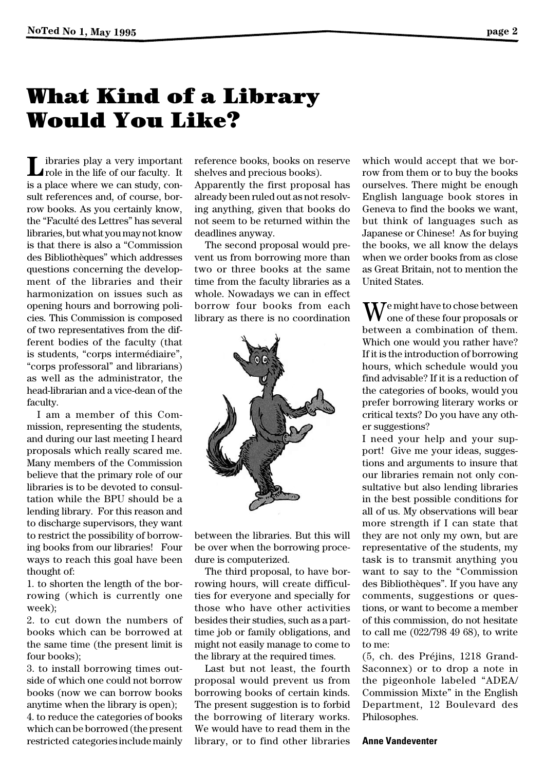# What Kind of a Library Would You Like?

Libraries play a very important role in the life of our faculty. It is a place where we can study, consult references and, of course, borrow books. As you certainly know, the "Faculté des Lettres" has several libraries, but what you may not know is that there is also a "Commission des Bibliothèques" which addresses questions concerning the development of the libraries and their harmonization on issues such as opening hours and borrowing policies. This Commission is composed of two representatives from the different bodies of the faculty (that is students, "corps intermédiaire", "corps professoral" and librarians) as well as the administrator, the head-librarian and a vice-dean of the faculty.

I am a member of this Commission, representing the students, and during our last meeting I heard proposals which really scared me. Many members of the Commission believe that the primary role of our libraries is to be devoted to consultation while the BPU should be a lending library. For this reason and to discharge supervisors, they want to restrict the possibility of borrowing books from our libraries! Four ways to reach this goal have been thought of:

1. to shorten the length of the borrowing (which is currently one week);
2. to cut down the numbers of books which can be borrowed at the same time (the present limit is four books);
3. to install borrowing times outside of which one could not borrow books (now we can borrow books anytime when the library is open);
4. to reduce the categories of books which can be borrowed (the present restricted categories include mainly reference books, books on reserve shelves and precious books).

Apparently the first proposal has already been ruled out as not resolving anything, given that books do not seem to be returned within the deadlines anyway.

The second proposal would prevent us from borrowing more than two or three books at the same time from the faculty libraries as a whole. Nowadays we can in effect borrow four books from each library as there is no coordination between the libraries. But this will be over when the borrowing procedure is computerized.

The third proposal, to have borrowing hours, will create difficulties for everyone and specially for those who have other activities besides their studies, such as a part-time job or family obligations, and might not easily manage to come to the library at the required times.

Last but not least, the fourth proposal would prevent us from borrowing books of certain kinds. The present suggestion is to forbid the borrowing of literary works. We would have to read them in the library, or to find other libraries which would accept that we borrow from them or to buy the books ourselves. There might be enough English language book stores in Geneva to find the books we want, but think of languages such as Japanese or Chinese! As for buying the books, we all know the delays when we order books from as close as Great Britain, not to mention the United States.

We might have to chose between one of these four proposals or between a combination of them. Which one would you rather have? If it is the introduction of borrowing hours, which schedule would you find advisable? If it is a reduction of the categories of books, would you prefer borrowing literary works or critical texts? Do you have any other suggestions?

I need your help and your support! Give me your ideas, suggestions and arguments to insure that our libraries remain not only consultative but also lending libraries in the best possible conditions for all of us. My observations will bear more strength if I can state that they are not only my own, but are representative of the students, my task is to transmit anything you want to say to the "Commission des Bibliothèques". If you have any comments, suggestions or questions, or want to become a member of this commission, do not hesitate to call me (022/798 49 68), to write to me:

(5, ch. des Préjins, 1218 Grand-Saconnex) or to drop a note in the pigeonhole labeled "ADEA/ Commission Mixte" in the English Department, 12 Boulevard des Philosophes.

**Anne Vandeventer**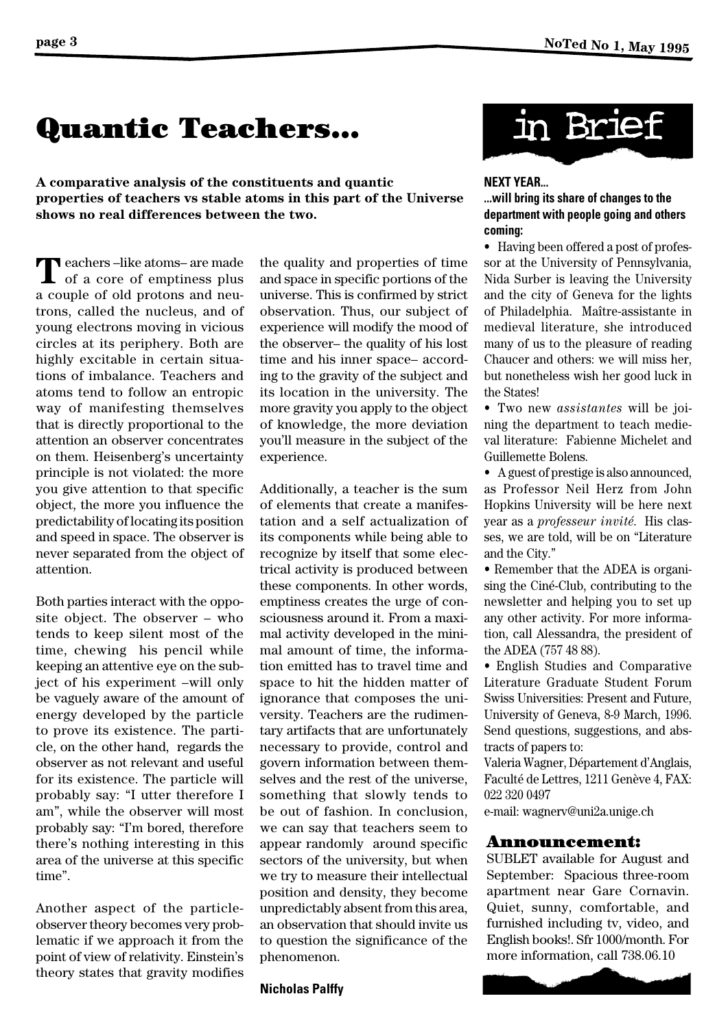# Quantic Teachers...

**A comparative analysis of the constituents and quantic properties of teachers vs stable atoms in this part of the Universe shows no real differences between the two.**

Teachers –like atoms– are made of a core of emptiness plus a couple of old protons and neutrons, called the nucleus, and of young electrons moving in vicious circles at its periphery. Both are highly excitable in certain situations of imbalance. Teachers and atoms tend to follow an entropic way of manifesting themselves that is directly proportional to the attention an observer concentrates on them. Heisenberg's uncertainty principle is not violated: the more you give attention to that specific object, the more you influence the predictability of locating its position and speed in space. The observer is never separated from the object of attention.

Both parties interact with the opposite object. The observer – who tends to keep silent most of the time, chewing his pencil while keeping an attentive eye on the subject of his experiment –will only be vaguely aware of the amount of energy developed by the particle to prove its existence. The particle, on the other hand, regards the observer as not relevant and useful for its existence. The particle will probably say: "I utter therefore I am", while the observer will most probably say: "I'm bored, therefore there's nothing interesting in this area of the universe at this specific time".

Another aspect of the particle-observer theory becomes very problematic if we approach it from the point of view of relativity. Einstein's theory states that gravity modifies the quality and properties of time and space in specific portions of the universe. This is confirmed by strict observation. Thus, our subject of experience will modify the mood of the observer– the quality of his lost time and his inner space– according to the gravity of the subject and its location in the university. The more gravity you apply to the object of knowledge, the more deviation you'll measure in the subject of the experience.

Additionally, a teacher is the sum of elements that create a manifestation and a self actualization of its components while being able to recognize by itself that some electrical activity is produced between these components. In other words, emptiness creates the urge of consciousness around it. From a maximal activity developed in the minimal amount of time, the information emitted has to travel time and space to hit the hidden matter of ignorance that composes the university. Teachers are the rudimentary artifacts that are unfortunately necessary to provide, control and govern information between themselves and the rest of the universe, something that slowly tends to be out of fashion. In conclusion, we can say that teachers seem to appear randomly around specific sectors of the university, but when we try to measure their intellectual position and density, they become unpredictably absent from this area, an observation that should invite us to question the significance of the phenomenon.

**Nicholas Palffy**

# in Brief

**NEXT YEAR...**

**...will bring its share of changes to the department with people going and others coming:**

- Having been offered a post of professor at the University of Pennsylvania, Nida Surber is leaving the University and the city of Geneva for the lights of Philadelphia. Maître-assistante in medieval literature, she introduced many of us to the pleasure of reading Chaucer and others: we will miss her, but nonetheless wish her good luck in the States!
- Two new *assistantes* will be joining the department to teach medieval literature: Fabienne Michelet and Guillemette Bolens.
- A guest of prestige is also announced, as Professor Neil Herz from John Hopkins University will be here next year as a *professeur invité.* His classes, we are told, will be on "Literature and the City."
- Remember that the ADEA is organising the Ciné-Club, contributing to the newsletter and helping you to set up any other activity. For more information, call Alessandra, the president of the ADEA (757 48 88).
- English Studies and Comparative Literature Graduate Student Forum Swiss Universities: Present and Future, University of Geneva, 8-9 March, 1996. Send questions, suggestions, and abstracts of papers to:
  Valeria Wagner, Département d'Anglais, Faculté de Lettres, 1211 Genève 4, FAX: 022 320 0497
  e-mail: wagnerv@uni2a.unige.ch

## Announcement:

SUBLET available for August and September: Spacious three-room apartment near Gare Cornavin. Quiet, sunny, comfortable, and furnished including tv, video, and English books!. Sfr 1000/month. For more information, call 738.06.10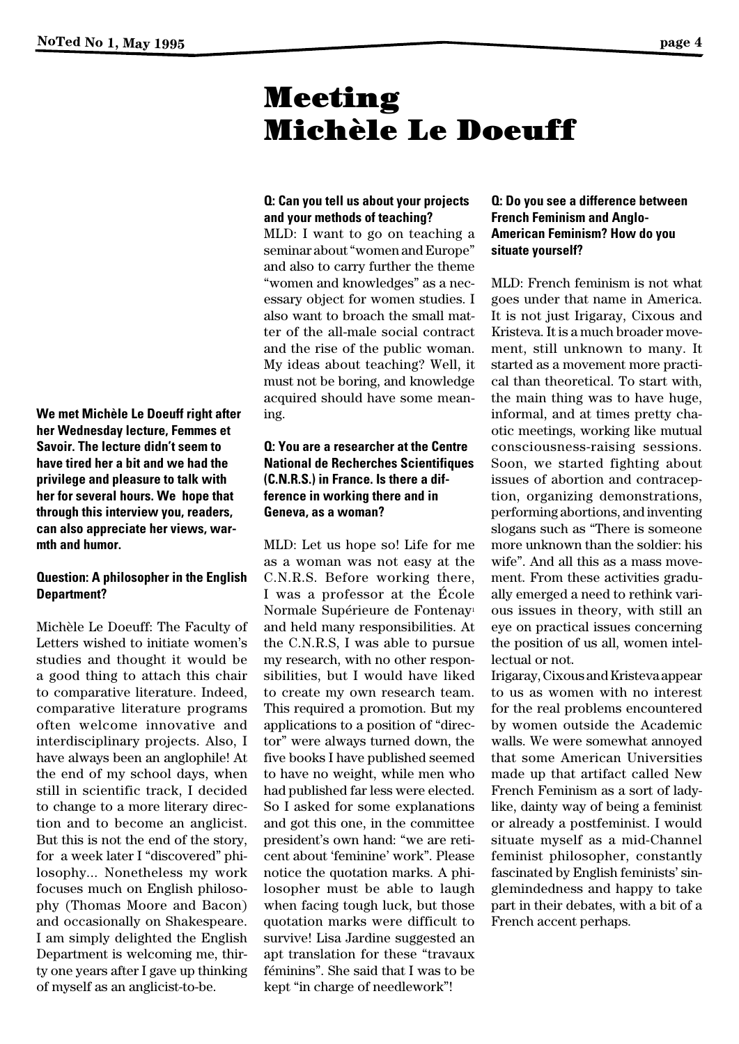# Meeting Michèle Le Doeuff

**We met Michèle Le Doeuff right after her Wednesday lecture, Femmes et Savoir. The lecture didn't seem to have tired her a bit and we had the privilege and pleasure to talk with her for several hours. We hope that through this interview you, readers, can also appreciate her views, warmth and humor.**

**Question: A philosopher in the English Department?**

Michèle Le Doeuff: The Faculty of Letters wished to initiate women's studies and thought it would be a good thing to attach this chair to comparative literature. Indeed, comparative literature programs often welcome innovative and interdisciplinary projects. Also, I have always been an anglophile! At the end of my school days, when still in scientific track, I decided to change to a more literary direction and to become an anglicist. But this is not the end of the story, for a week later I "discovered" philosophy... Nonetheless my work focuses much on English philosophy (Thomas Moore and Bacon) and occasionally on Shakespeare. I am simply delighted the English Department is welcoming me, thirty one years after I gave up thinking of myself as an anglicist-to-be.

**Q: Can you tell us about your projects and your methods of teaching?**

MLD: I want to go on teaching a seminar about "women and Europe" and also to carry further the theme "women and knowledges" as a necessary object for women studies. I also want to broach the small matter of the all-male social contract and the rise of the public woman. My ideas about teaching? Well, it must not be boring, and knowledge acquired should have some meaning.

**Q: You are a researcher at the Centre National de Recherches Scientifiques (C.N.R.S.) in France. Is there a difference in working there and in Geneva, as a woman?**

MLD: Let us hope so! Life for me as a woman was not easy at the C.N.R.S. Before working there, I was a professor at the École Normale Supérieure de Fontenay[1] and held many responsibilities. At the C.N.R.S, I was able to pursue my research, with no other responsibilities, but I would have liked to create my own research team. This required a promotion. But my applications to a position of "director" were always turned down, the five books I have published seemed to have no weight, while men who had published far less were elected. So I asked for some explanations and got this one, in the committee president's own hand: "we are reticent about 'feminine' work". Please notice the quotation marks. A philosopher must be able to laugh when facing tough luck, but those quotation marks were difficult to survive! Lisa Jardine suggested an apt translation for these "travaux féminins". She said that I was to be kept "in charge of needlework"!

**Q: Do you see a difference between French Feminism and Anglo-American Feminism? How do you situate yourself?**

MLD: French feminism is not what goes under that name in America. It is not just Irigaray, Cixous and Kristeva. It is a much broader movement, still unknown to many. It started as a movement more practical than theoretical. To start with, the main thing was to have huge, informal, and at times pretty chaotic meetings, working like mutual consciousness-raising sessions. Soon, we started fighting about issues of abortion and contraception, organizing demonstrations, performing abortions, and inventing slogans such as "There is someone more unknown than the soldier: his wife". And all this as a mass movement. From these activities gradually emerged a need to rethink various issues in theory, with still an eye on practical issues concerning the position of us all, women intellectual or not.

Irigaray, Cixous and Kristeva appear to us as women with no interest for the real problems encountered by women outside the Academic walls. We were somewhat annoyed that some American Universities made up that artifact called New French Feminism as a sort of ladylike, dainty way of being a feminist or already a postfeminist. I would situate myself as a mid-Channel feminist philosopher, constantly fascinated by English feminists' singlemindedness and happy to take part in their debates, with a bit of a French accent perhaps.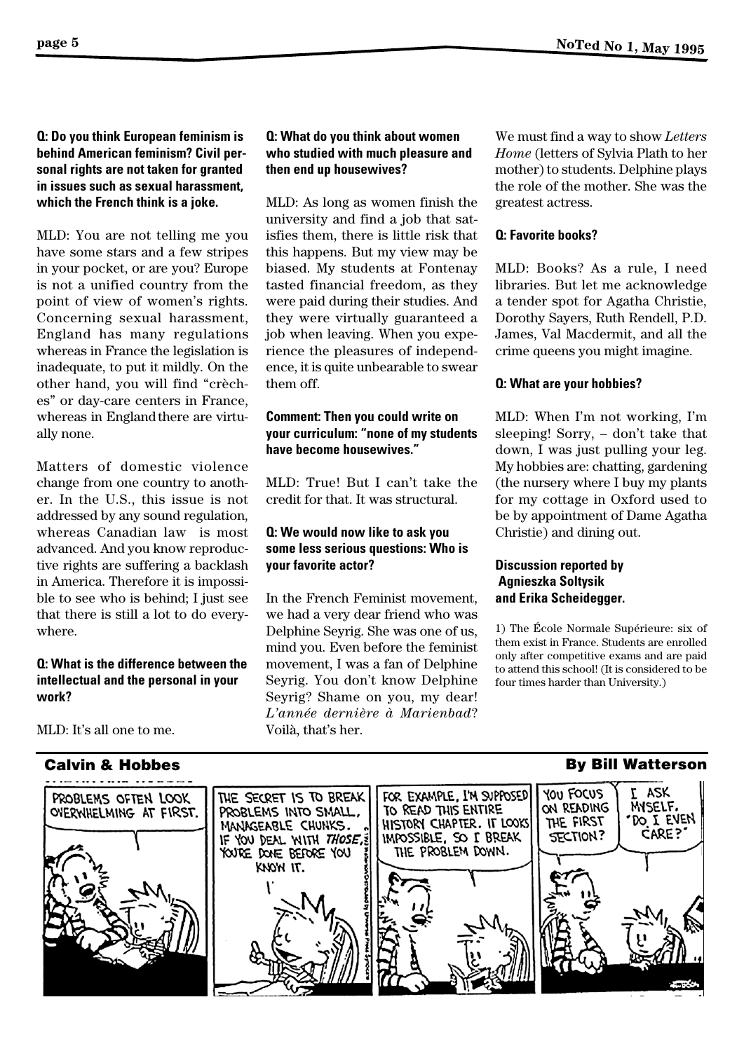**Q: Do you think European feminism is behind American feminism? Civil personal rights are not taken for granted in issues such as sexual harassment, which the French think is a joke.**

MLD: You are not telling me you have some stars and a few stripes in your pocket, or are you? Europe is not a unified country from the point of view of women's rights. Concerning sexual harassment, England has many regulations whereas in France the legislation is inadequate, to put it mildly. On the other hand, you will find "crèches" or day-care centers in France, whereas in England there are virtually none.

Matters of domestic violence change from one country to another. In the U.S., this issue is not addressed by any sound regulation, whereas Canadian law is most advanced. And you know reproductive rights are suffering a backlash in America. Therefore it is impossible to see who is behind; I just see that there is still a lot to do everywhere.

**Q: What is the difference between the intellectual and the personal in your work?**

MLD: It's all one to me.

**Q: What do you think about women who studied with much pleasure and then end up housewives?**

MLD: As long as women finish the university and find a job that satisfies them, there is little risk that this happens. But my view may be biased. My students at Fontenay tasted financial freedom, as they were paid during their studies. And they were virtually guaranteed a job when leaving. When you experience the pleasures of independence, it is quite unbearable to swear them off.

**Comment: Then you could write on your curriculum: "none of my students have become housewives."**

MLD: True! But I can't take the credit for that. It was structural.

**Q: We would now like to ask you some less serious questions: Who is your favorite actor?**

In the French Feminist movement, we had a very dear friend who was Delphine Seyrig. She was one of us, mind you. Even before the feminist movement, I was a fan of Delphine Seyrig. You don't know Delphine Seyrig? Shame on you, my dear! *L'année dernière à Marienbad*? Voilà, that's her.

We must find a way to show *Letters Home* (letters of Sylvia Plath to her mother) to students. Delphine plays the role of the mother. She was the greatest actress.

**Q: Favorite books?**

MLD: Books? As a rule, I need libraries. But let me acknowledge a tender spot for Agatha Christie, Dorothy Sayers, Ruth Rendell, P.D. James, Val Macdermit, and all the crime queens you might imagine.

**Q: What are your hobbies?**

MLD: When I'm not working, I'm sleeping! Sorry, – don't take that down, I was just pulling your leg. My hobbies are: chatting, gardening (the nursery where I buy my plants for my cottage in Oxford used to be by appointment of Dame Agatha Christie) and dining out.

**Discussion reported by Agnieszka Soltysik and Erika Scheidegger.**

1) The École Normale Supérieure: six of them exist in France. Students are enrolled only after competitive exams and are paid to attend this school! (It is considered to be four times harder than University.)

**Calvin & Hobbes** — **By Bill Watterson**

PROBLEMS OFTEN LOOK OVERWHELMING AT FIRST.

THE SECRET IS TO BREAK PROBLEMS INTO SMALL, MANAGEABLE CHUNKS. IF YOU DEAL WITH *THOSE*, YOU'RE DONE BEFORE YOU KNOW IT.

FOR EXAMPLE, I'M SUPPOSED TO READ THIS ENTIRE HISTORY CHAPTER. IT LOOKS IMPOSSIBLE, SO I BREAK THE PROBLEM DOWN.

YOU FOCUS ON READING THE FIRST SECTION?

I ASK MYSELF, "DO I EVEN CARE?"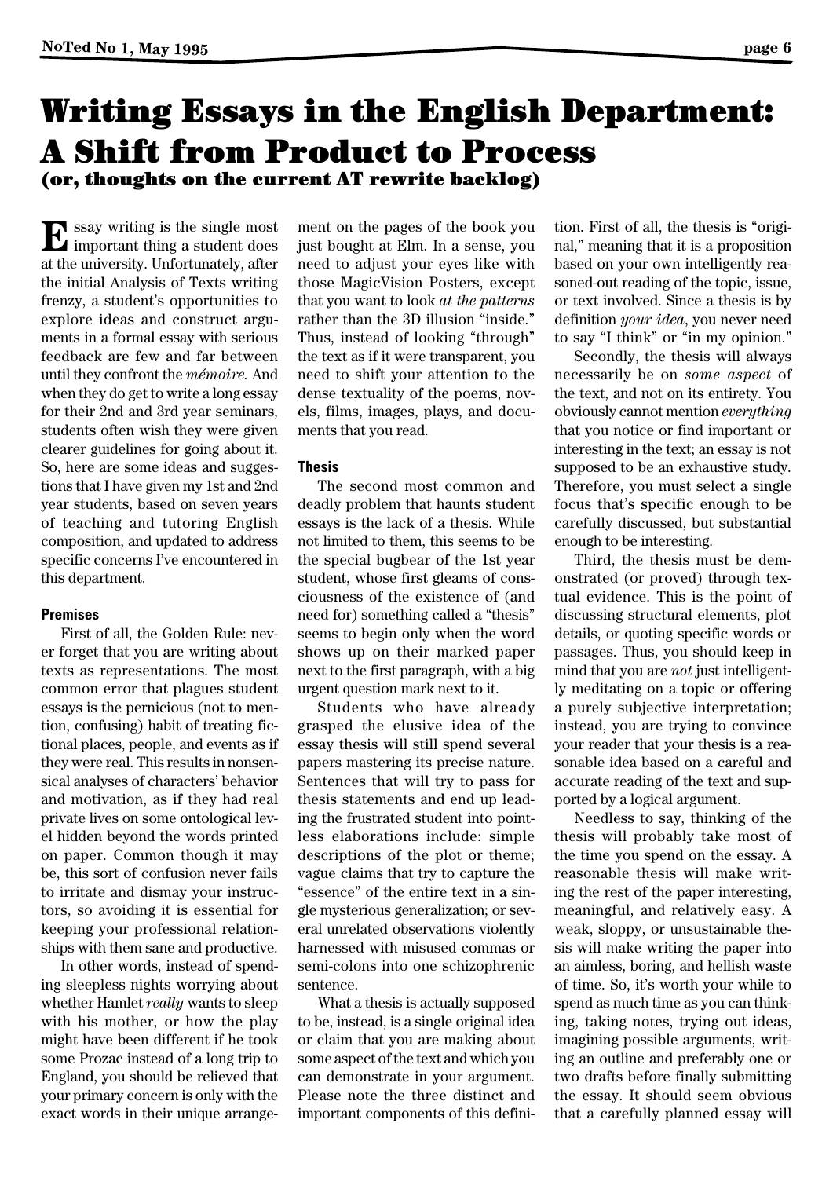# Writing Essays in the English Department: A Shift from Product to Process

**(or, thoughts on the current AT rewrite backlog)**

Essay writing is the single most important thing a student does at the university. Unfortunately, after the initial Analysis of Texts writing frenzy, a student's opportunities to explore ideas and construct arguments in a formal essay with serious feedback are few and far between until they confront the *mémoire.* And when they do get to write a long essay for their 2nd and 3rd year seminars, students often wish they were given clearer guidelines for going about it. So, here are some ideas and suggestions that I have given my 1st and 2nd year students, based on seven years of teaching and tutoring English composition, and updated to address specific concerns I've encountered in this department.

### Premises

First of all, the Golden Rule: never forget that you are writing about texts as representations. The most common error that plagues student essays is the pernicious (not to mention, confusing) habit of treating fictional places, people, and events as if they were real. This results in nonsensical analyses of characters' behavior and motivation, as if they had real private lives on some ontological level hidden beyond the words printed on paper. Common though it may be, this sort of confusion never fails to irritate and dismay your instructors, so avoiding it is essential for keeping your professional relationships with them sane and productive.

In other words, instead of spending sleepless nights worrying about whether Hamlet *really* wants to sleep with his mother, or how the play might have been different if he took some Prozac instead of a long trip to England, you should be relieved that your primary concern is only with the exact words in their unique arrangement on the pages of the book you just bought at Elm. In a sense, you need to adjust your eyes like with those MagicVision Posters, except that you want to look *at the patterns* rather than the 3D illusion "inside." Thus, instead of looking "through" the text as if it were transparent, you need to shift your attention to the dense textuality of the poems, novels, films, images, plays, and documents that you read.

### Thesis

The second most common and deadly problem that haunts student essays is the lack of a thesis. While not limited to them, this seems to be the special bugbear of the 1st year student, whose first gleams of consciousness of the existence of (and need for) something called a "thesis" seems to begin only when the word shows up on their marked paper next to the first paragraph, with a big urgent question mark next to it.

Students who have already grasped the elusive idea of the essay thesis will still spend several papers mastering its precise nature. Sentences that will try to pass for thesis statements and end up leading the frustrated student into pointless elaborations include: simple descriptions of the plot or theme; vague claims that try to capture the "essence" of the entire text in a single mysterious generalization; or several unrelated observations violently harnessed with misused commas or semi-colons into one schizophrenic sentence.

What a thesis is actually supposed to be, instead, is a single original idea or claim that you are making about some aspect of the text and which you can demonstrate in your argument. Please note the three distinct and important components of this definition. First of all, the thesis is "original," meaning that it is a proposition based on your own intelligently reasoned-out reading of the topic, issue, or text involved. Since a thesis is by definition *your idea*, you never need to say "I think" or "in my opinion."

Secondly, the thesis will always necessarily be on *some aspect* of the text, and not on its entirety. You obviously cannot mention *everything* that you notice or find important or interesting in the text; an essay is not supposed to be an exhaustive study. Therefore, you must select a single focus that's specific enough to be carefully discussed, but substantial enough to be interesting.

Third, the thesis must be demonstrated (or proved) through textual evidence. This is the point of discussing structural elements, plot details, or quoting specific words or passages. Thus, you should keep in mind that you are *not* just intelligently meditating on a topic or offering a purely subjective interpretation; instead, you are trying to convince your reader that your thesis is a reasonable idea based on a careful and accurate reading of the text and supported by a logical argument.

Needless to say, thinking of the thesis will probably take most of the time you spend on the essay. A reasonable thesis will make writing the rest of the paper interesting, meaningful, and relatively easy. A weak, sloppy, or unsustainable thesis will make writing the paper into an aimless, boring, and hellish waste of time. So, it's worth your while to spend as much time as you can thinking, taking notes, trying out ideas, imagining possible arguments, writing an outline and preferably one or two drafts before finally submitting the essay. It should seem obvious that a carefully planned essay will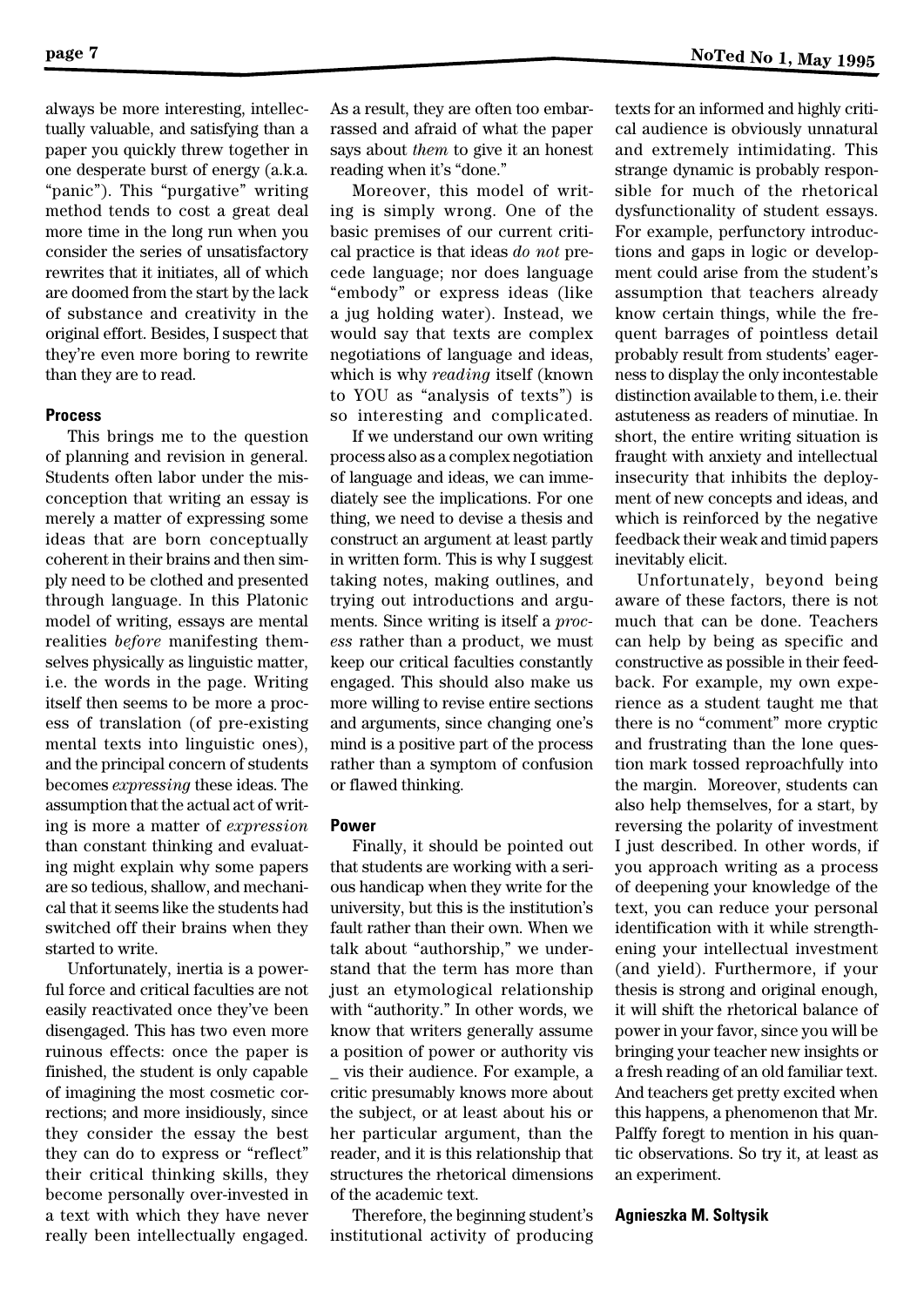always be more interesting, intellectually valuable, and satisfying than a paper you quickly threw together in one desperate burst of energy (a.k.a. "panic"). This "purgative" writing method tends to cost a great deal more time in the long run when you consider the series of unsatisfactory rewrites that it initiates, all of which are doomed from the start by the lack of substance and creativity in the original effort. Besides, I suspect that they're even more boring to rewrite than they are to read.

**Process**

This brings me to the question of planning and revision in general. Students often labor under the misconception that writing an essay is merely a matter of expressing some ideas that are born conceptually coherent in their brains and then simply need to be clothed and presented through language. In this Platonic model of writing, essays are mental realities *before* manifesting themselves physically as linguistic matter, i.e. the words in the page. Writing itself then seems to be more a process of translation (of pre-existing mental texts into linguistic ones), and the principal concern of students becomes *expressing* these ideas. The assumption that the actual act of writing is more a matter of *expression* than constant thinking and evaluating might explain why some papers are so tedious, shallow, and mechanical that it seems like the students had switched off their brains when they started to write.

Unfortunately, inertia is a powerful force and critical faculties are not easily reactivated once they've been disengaged. This has two even more ruinous effects: once the paper is finished, the student is only capable of imagining the most cosmetic corrections; and more insidiously, since they consider the essay the best they can do to express or "reflect" their critical thinking skills, they become personally over-invested in a text with which they have never really been intellectually engaged. As a result, they are often too embarrassed and afraid of what the paper says about *them* to give it an honest reading when it's "done."

Moreover, this model of writing is simply wrong. One of the basic premises of our current critical practice is that ideas *do not* precede language; nor does language "embody" or express ideas (like a jug holding water). Instead, we would say that texts are complex negotiations of language and ideas, which is why *reading* itself (known to YOU as "analysis of texts") is so interesting and complicated.

If we understand our own writing process also as a complex negotiation of language and ideas, we can immediately see the implications. For one thing, we need to devise a thesis and construct an argument at least partly in written form. This is why I suggest taking notes, making outlines, and trying out introductions and arguments. Since writing is itself a *process* rather than a product, we must keep our critical faculties constantly engaged. This should also make us more willing to revise entire sections and arguments, since changing one's mind is a positive part of the process rather than a symptom of confusion or flawed thinking.

**Power**

Finally, it should be pointed out that students are working with a serious handicap when they write for the university, but this is the institution's fault rather than their own. When we talk about "authorship," we understand that the term has more than just an etymological relationship with "authority." In other words, we know that writers generally assume a position of power or authority vis _ vis their audience. For example, a critic presumably knows more about the subject, or at least about his or her particular argument, than the reader, and it is this relationship that structures the rhetorical dimensions of the academic text.

Therefore, the beginning student's institutional activity of producing texts for an informed and highly critical audience is obviously unnatural and extremely intimidating. This strange dynamic is probably responsible for much of the rhetorical dysfunctionality of student essays. For example, perfunctory introductions and gaps in logic or development could arise from the student's assumption that teachers already know certain things, while the frequent barrages of pointless detail probably result from students' eagerness to display the only incontestable distinction available to them, i.e. their astuteness as readers of minutiae. In short, the entire writing situation is fraught with anxiety and intellectual insecurity that inhibits the deployment of new concepts and ideas, and which is reinforced by the negative feedback their weak and timid papers inevitably elicit.

Unfortunately, beyond being aware of these factors, there is not much that can be done. Teachers can help by being as specific and constructive as possible in their feedback. For example, my own experience as a student taught me that there is no "comment" more cryptic and frustrating than the lone question mark tossed reproachfully into the margin. Moreover, students can also help themselves, for a start, by reversing the polarity of investment I just described. In other words, if you approach writing as a process of deepening your knowledge of the text, you can reduce your personal identification with it while strengthening your intellectual investment (and yield). Furthermore, if your thesis is strong and original enough, it will shift the rhetorical balance of power in your favor, since you will be bringing your teacher new insights or a fresh reading of an old familiar text. And teachers get pretty excited when this happens, a phenomenon that Mr. Palffy foregt to mention in his quantic observations. So try it, at least as an experiment.

**Agnieszka M. Soltysik**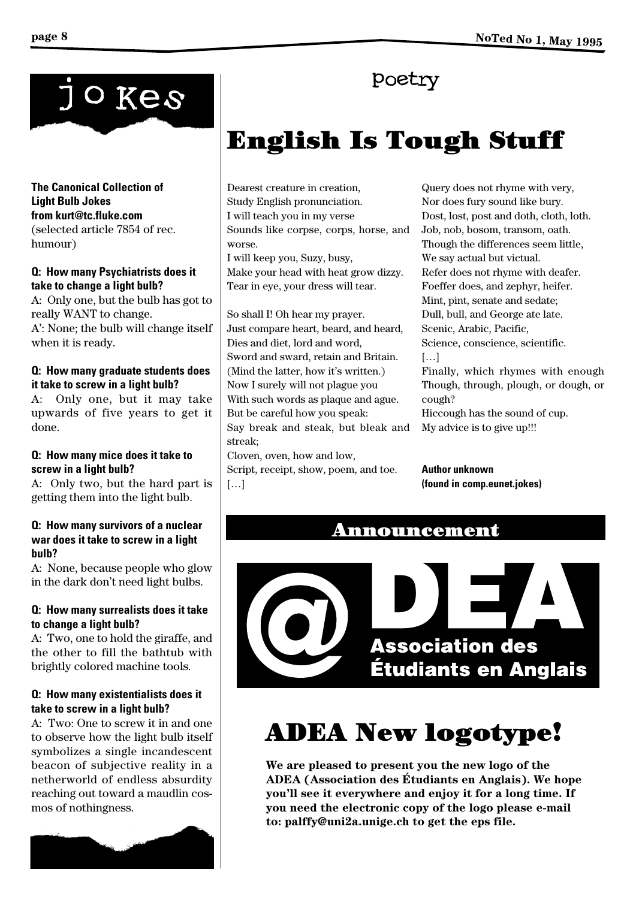# jokes

**The Canonical Collection of Light Bulb Jokes from kurt@tc.fluke.com**
(selected article 7854 of rec. humour)

**Q: How many Psychiatrists does it take to change a light bulb?**
A: Only one, but the bulb has got to really WANT to change.
A': None; the bulb will change itself when it is ready.

**Q: How many graduate students does it take to screw in a light bulb?**
A: Only one, but it may take upwards of five years to get it done.

**Q: How many mice does it take to screw in a light bulb?**
A: Only two, but the hard part is getting them into the light bulb.

**Q: How many survivors of a nuclear war does it take to screw in a light bulb?**
A: None, because people who glow in the dark don't need light bulbs.

**Q: How many surrealists does it take to change a light bulb?**
A: Two, one to hold the giraffe, and the other to fill the bathtub with brightly colored machine tools.

**Q: How many existentialists does it take to screw in a light bulb?**
A: Two: One to screw it in and one to observe how the light bulb itself symbolizes a single incandescent beacon of subjective reality in a netherworld of endless absurdity reaching out toward a maudlin cosmos of nothingness.

# poetry

## English Is Tough Stuff

Dearest creature in creation,
Study English pronunciation.
I will teach you in my verse
Sounds like corpse, corps, horse, and worse.
I will keep you, Suzy, busy,
Make your head with heat grow dizzy.
Tear in eye, your dress will tear.

So shall I! Oh hear my prayer.
Just compare heart, beard, and heard,
Dies and diet, lord and word,
Sword and sward, retain and Britain.
(Mind the latter, how it's written.)
Now I surely will not plague you
With such words as plaque and ague.
But be careful how you speak:
Say break and steak, but bleak and streak;
Cloven, oven, how and low,
Script, receipt, show, poem, and toe.
[…]

Query does not rhyme with very,
Nor does fury sound like bury.
Dost, lost, post and doth, cloth, loth.
Job, nob, bosom, transom, oath.
Though the differences seem little,
We say actual but victual.
Refer does not rhyme with deafer.
Foeffer does, and zephyr, heifer.
Mint, pint, senate and sedate;
Dull, bull, and George ate late.
Scenic, Arabic, Pacific,
Science, conscience, scientific.
[…]
Finally, which rhymes with enough
Though, through, plough, or dough, or cough?
Hiccough has the sound of cup.
My advice is to give up!!!

**Author unknown**
**(found in comp.eunet.jokes)**

## Announcement

@DEA
Association des Étudiants en Anglais

## ADEA New logotype!

**We are pleased to present you the new logo of the ADEA (Association des Étudiants en Anglais). We hope you'll see it everywhere and enjoy it for a long time. If you need the electronic copy of the logo please e-mail to: palffy@uni2a.unige.ch to get the eps file.**